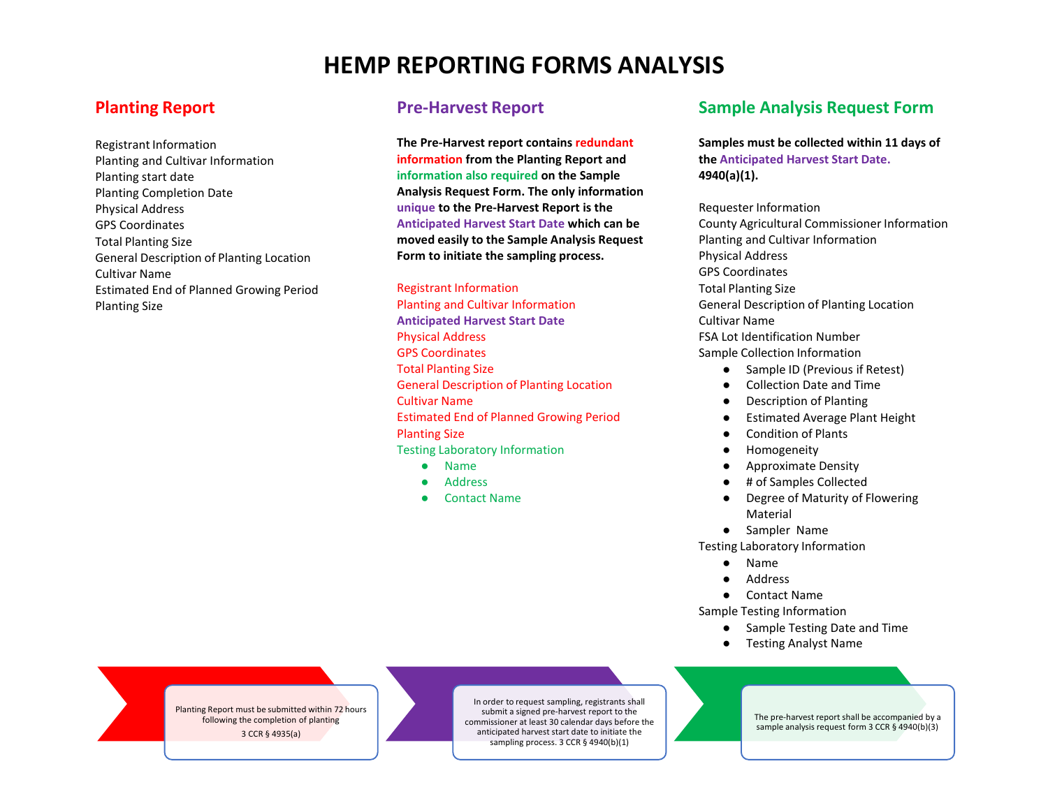# HEMP REPORTING FORMS ANALYSIS

## Planting Report

Registrant Information
Planting and Cultivar Information
Planting start date
Planting Completion Date
Physical Address
GPS Coordinates
Total Planting Size
General Description of Planting Location
Cultivar Name
Estimated End of Planned Growing Period
Planting Size

## Pre-Harvest Report

**The Pre-Harvest report contains redundant information from the Planting Report and information also required on the Sample Analysis Request Form. The only information unique to the Pre-Harvest Report is the Anticipated Harvest Start Date which can be moved easily to the Sample Analysis Request Form to initiate the sampling process.**

Registrant Information
Planting and Cultivar Information
**Anticipated Harvest Start Date**
Physical Address
GPS Coordinates
Total Planting Size
General Description of Planting Location
Cultivar Name
Estimated End of Planned Growing Period
Planting Size
Testing Laboratory Information

- Name
- Address
- Contact Name

## Sample Analysis Request Form

**Samples must be collected within 11 days of the Anticipated Harvest Start Date. 4940(a)(1).**

Requester Information
County Agricultural Commissioner Information
Planting and Cultivar Information
Physical Address
GPS Coordinates
Total Planting Size
General Description of Planting Location
Cultivar Name
FSA Lot Identification Number
Sample Collection Information

- Sample ID (Previous if Retest)
- Collection Date and Time
- Description of Planting
- Estimated Average Plant Height
- Condition of Plants
- Homogeneity
- Approximate Density
- # of Samples Collected
- Degree of Maturity of Flowering Material
- Sampler Name

Testing Laboratory Information

- Name
- Address
- Contact Name

Sample Testing Information

- Sample Testing Date and Time
- Testing Analyst Name

---

Planting Report must be submitted within 72 hours following the completion of planting 3 CCR § 4935(a)

In order to request sampling, registrants shall submit a signed pre-harvest report to the commissioner at least 30 calendar days before the anticipated harvest start date to initiate the sampling process. 3 CCR § 4940(b)(1)

The pre-harvest report shall be accompanied by a sample analysis request form 3 CCR § 4940(b)(3)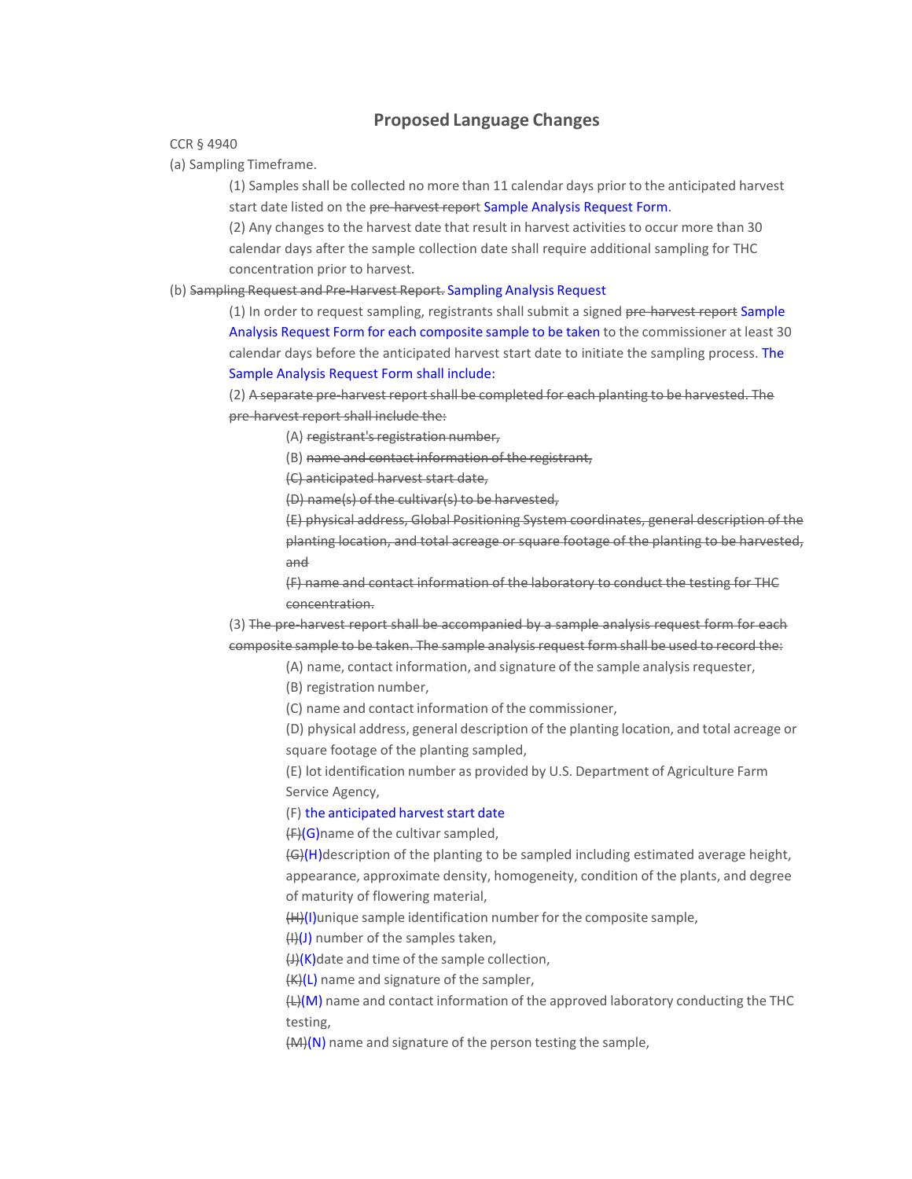## Proposed Language Changes

CCR § 4940

(a) Sampling Timeframe.

(1) Samples shall be collected no more than 11 calendar days prior to the anticipated harvest start date listed on the ~~pre-harvest report~~ Sample Analysis Request Form.

(2) Any changes to the harvest date that result in harvest activities to occur more than 30 calendar days after the sample collection date shall require additional sampling for THC concentration prior to harvest.

(b) ~~Sampling Request and Pre-Harvest Report.~~ Sampling Analysis Request

(1) In order to request sampling, registrants shall submit a signed ~~pre-harvest report~~ Sample Analysis Request Form for each composite sample to be taken to the commissioner at least 30 calendar days before the anticipated harvest start date to initiate the sampling process. The Sample Analysis Request Form shall include:

(2) ~~A separate pre-harvest report shall be completed for each planting to be harvested. The pre-harvest report shall include the:~~

(A) ~~registrant's registration number,~~

(B) ~~name and contact information of the registrant,~~

~~(C) anticipated harvest start date,~~

~~(D) name(s) of the cultivar(s) to be harvested,~~

~~(E) physical address, Global Positioning System coordinates, general description of the planting location, and total acreage or square footage of the planting to be harvested, and~~

~~(F) name and contact information of the laboratory to conduct the testing for THC concentration.~~

(3) ~~The pre-harvest report shall be accompanied by a sample analysis request form for each composite sample to be taken. The sample analysis request form shall be used to record the:~~

(A) name, contact information, and signature of the sample analysis requester,

(B) registration number,

(C) name and contact information of the commissioner,

(D) physical address, general description of the planting location, and total acreage or square footage of the planting sampled,

(E) lot identification number as provided by U.S. Department of Agriculture Farm Service Agency,

(F) the anticipated harvest start date

~~(F)~~(G)name of the cultivar sampled,

~~(G)~~(H)description of the planting to be sampled including estimated average height, appearance, approximate density, homogeneity, condition of the plants, and degree of maturity of flowering material,

~~(H)~~(I)unique sample identification number for the composite sample,

~~(I)~~(J) number of the samples taken,

~~(J)~~(K)date and time of the sample collection,

~~(K)~~(L) name and signature of the sampler,

~~(L)~~(M) name and contact information of the approved laboratory conducting the THC testing,

~~(M)~~(N) name and signature of the person testing the sample,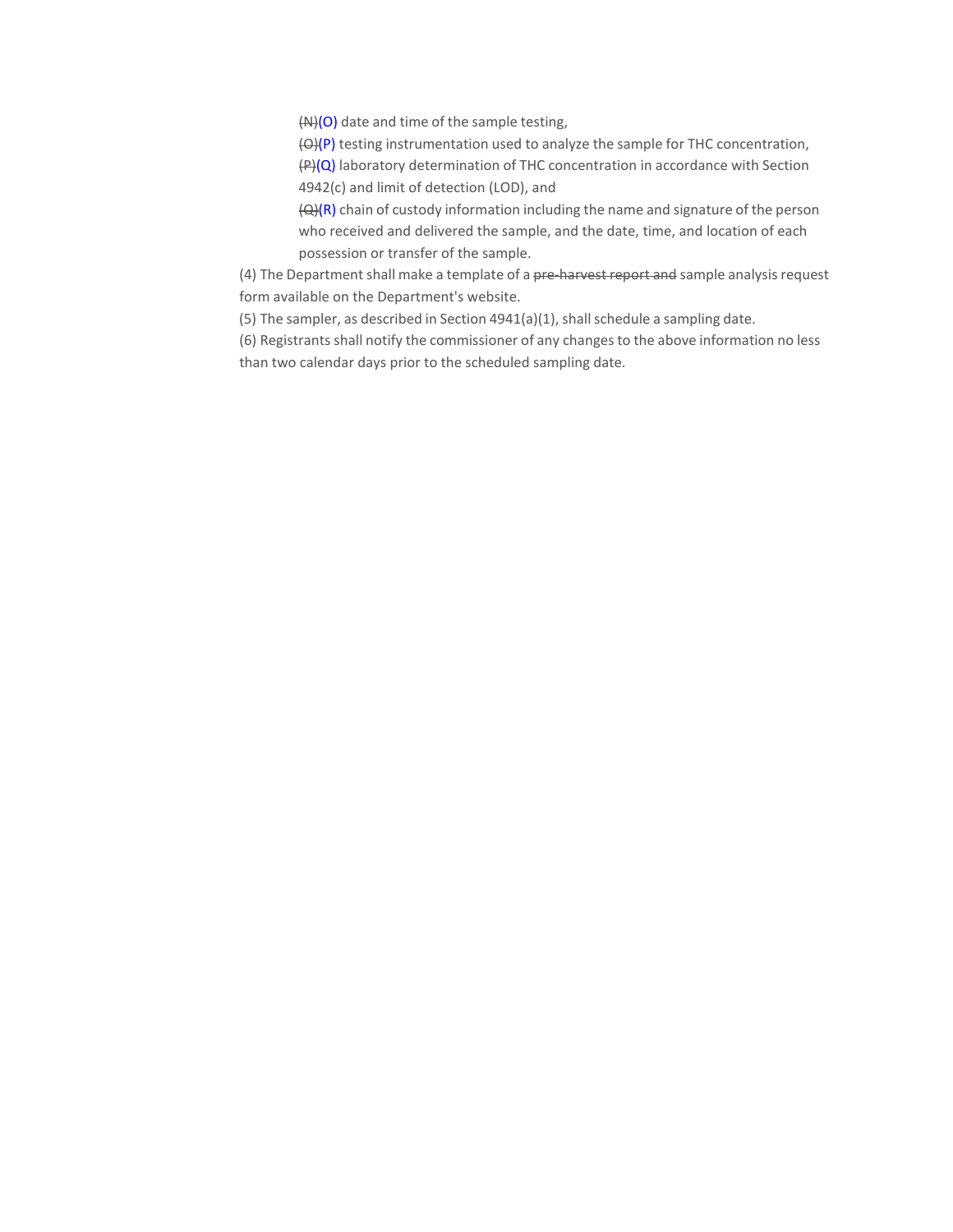~~(N)~~(O) date and time of the sample testing,

~~(O)~~(P) testing instrumentation used to analyze the sample for THC concentration,

~~(P)~~(Q) laboratory determination of THC concentration in accordance with Section 4942(c) and limit of detection (LOD), and

~~(Q)~~(R) chain of custody information including the name and signature of the person who received and delivered the sample, and the date, time, and location of each possession or transfer of the sample.

(4) The Department shall make a template of a ~~pre-harvest report and~~ sample analysis request form available on the Department's website.

(5) The sampler, as described in Section 4941(a)(1), shall schedule a sampling date.

(6) Registrants shall notify the commissioner of any changes to the above information no less than two calendar days prior to the scheduled sampling date.